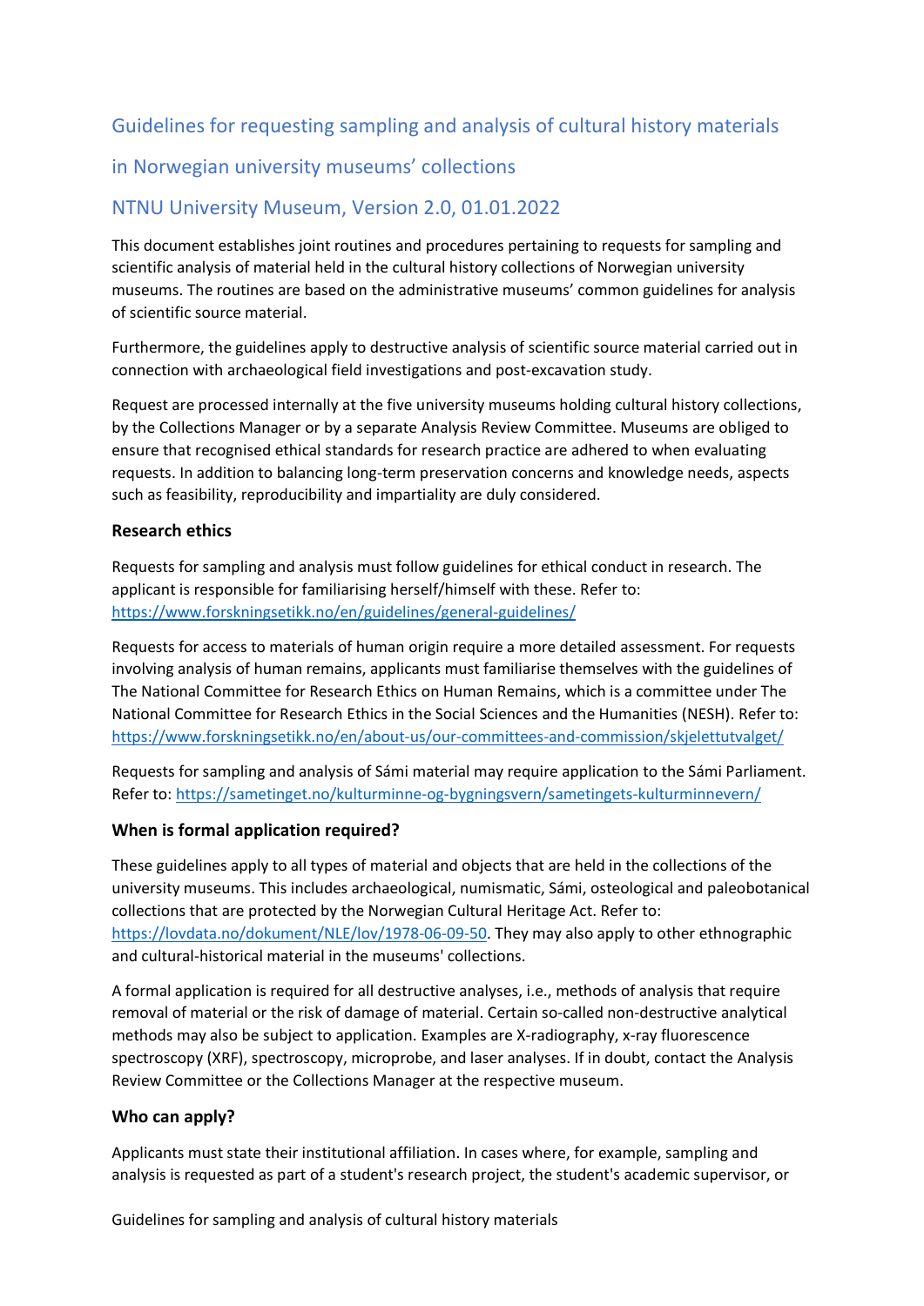# Guidelines for requesting sampling and analysis of cultural history materials in Norwegian university museums' collections

## NTNU University Museum, Version 2.0, 01.01.2022

This document establishes joint routines and procedures pertaining to requests for sampling and scientific analysis of material held in the cultural history collections of Norwegian university museums. The routines are based on the administrative museums' common guidelines for analysis of scientific source material.

Furthermore, the guidelines apply to destructive analysis of scientific source material carried out in connection with archaeological field investigations and post-excavation study.

Request are processed internally at the five university museums holding cultural history collections, by the Collections Manager or by a separate Analysis Review Committee. Museums are obliged to ensure that recognised ethical standards for research practice are adhered to when evaluating requests. In addition to balancing long-term preservation concerns and knowledge needs, aspects such as feasibility, reproducibility and impartiality are duly considered.

### Research ethics

Requests for sampling and analysis must follow guidelines for ethical conduct in research. The applicant is responsible for familiarising herself/himself with these. Refer to: https://www.forskningsetikk.no/en/guidelines/general-guidelines/

Requests for access to materials of human origin require a more detailed assessment. For requests involving analysis of human remains, applicants must familiarise themselves with the guidelines of The National Committee for Research Ethics on Human Remains, which is a committee under The National Committee for Research Ethics in the Social Sciences and the Humanities (NESH). Refer to: https://www.forskningsetikk.no/en/about-us/our-committees-and-commission/skjelettutvalget/

Requests for sampling and analysis of Sámi material may require application to the Sámi Parliament. Refer to: https://sametinget.no/kulturminne-og-bygningsvern/sametingets-kulturminnevern/

### When is formal application required?

These guidelines apply to all types of material and objects that are held in the collections of the university museums. This includes archaeological, numismatic, Sámi, osteological and paleobotanical collections that are protected by the Norwegian Cultural Heritage Act. Refer to: https://lovdata.no/dokument/NLE/lov/1978-06-09-50. They may also apply to other ethnographic and cultural-historical material in the museums' collections.

A formal application is required for all destructive analyses, i.e., methods of analysis that require removal of material or the risk of damage of material. Certain so-called non-destructive analytical methods may also be subject to application. Examples are X-radiography, x-ray fluorescence spectroscopy (XRF), spectroscopy, microprobe, and laser analyses. If in doubt, contact the Analysis Review Committee or the Collections Manager at the respective museum.

### Who can apply?

Applicants must state their institutional affiliation. In cases where, for example, sampling and analysis is requested as part of a student's research project, the student's academic supervisor, or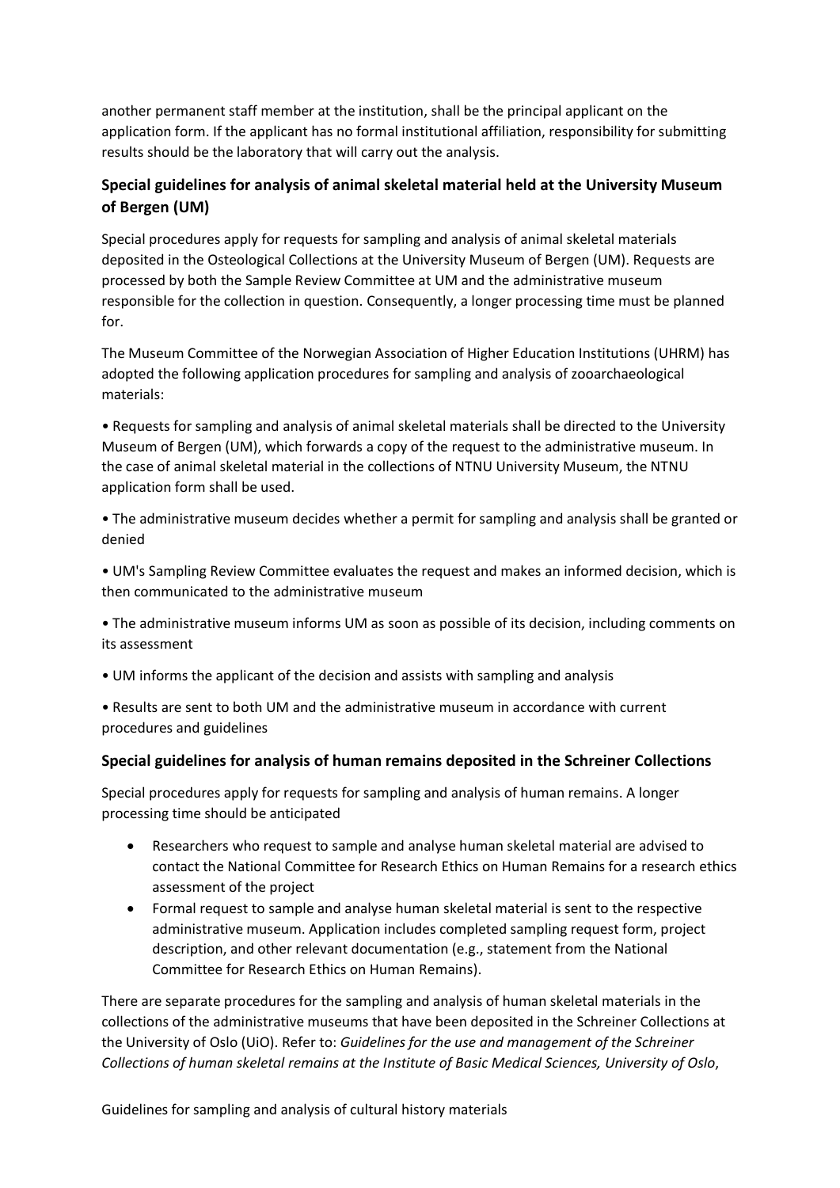another permanent staff member at the institution, shall be the principal applicant on the application form. If the applicant has no formal institutional affiliation, responsibility for submitting results should be the laboratory that will carry out the analysis.

### Special guidelines for analysis of animal skeletal material held at the University Museum of Bergen (UM)

Special procedures apply for requests for sampling and analysis of animal skeletal materials deposited in the Osteological Collections at the University Museum of Bergen (UM). Requests are processed by both the Sample Review Committee at UM and the administrative museum responsible for the collection in question. Consequently, a longer processing time must be planned for.

The Museum Committee of the Norwegian Association of Higher Education Institutions (UHRM) has adopted the following application procedures for sampling and analysis of zooarchaeological materials:

• Requests for sampling and analysis of animal skeletal materials shall be directed to the University Museum of Bergen (UM), which forwards a copy of the request to the administrative museum. In the case of animal skeletal material in the collections of NTNU University Museum, the NTNU application form shall be used.

• The administrative museum decides whether a permit for sampling and analysis shall be granted or denied

• UM's Sampling Review Committee evaluates the request and makes an informed decision, which is then communicated to the administrative museum

• The administrative museum informs UM as soon as possible of its decision, including comments on its assessment

• UM informs the applicant of the decision and assists with sampling and analysis

• Results are sent to both UM and the administrative museum in accordance with current procedures and guidelines

### Special guidelines for analysis of human remains deposited in the Schreiner Collections

Special procedures apply for requests for sampling and analysis of human remains. A longer processing time should be anticipated

- Researchers who request to sample and analyse human skeletal material are advised to contact the National Committee for Research Ethics on Human Remains for a research ethics assessment of the project
- Formal request to sample and analyse human skeletal material is sent to the respective administrative museum. Application includes completed sampling request form, project description, and other relevant documentation (e.g., statement from the National Committee for Research Ethics on Human Remains).

There are separate procedures for the sampling and analysis of human skeletal materials in the collections of the administrative museums that have been deposited in the Schreiner Collections at the University of Oslo (UiO). Refer to: *Guidelines for the use and management of the Schreiner Collections of human skeletal remains at the Institute of Basic Medical Sciences, University of Oslo*,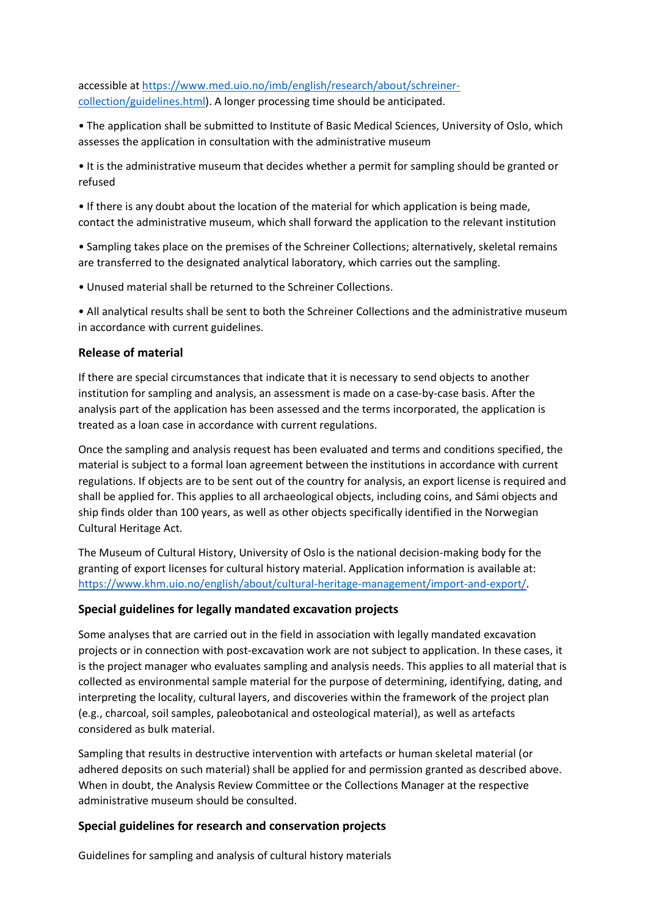accessible at [https://www.med.uio.no/imb/english/research/about/schreiner-collection/guidelines.html](https://www.med.uio.no/imb/english/research/about/schreiner-collection/guidelines.html)). A longer processing time should be anticipated.

- The application shall be submitted to Institute of Basic Medical Sciences, University of Oslo, which assesses the application in consultation with the administrative museum
- It is the administrative museum that decides whether a permit for sampling should be granted or refused
- If there is any doubt about the location of the material for which application is being made, contact the administrative museum, which shall forward the application to the relevant institution
- Sampling takes place on the premises of the Schreiner Collections; alternatively, skeletal remains are transferred to the designated analytical laboratory, which carries out the sampling.
- Unused material shall be returned to the Schreiner Collections.
- All analytical results shall be sent to both the Schreiner Collections and the administrative museum in accordance with current guidelines.

### Release of material

If there are special circumstances that indicate that it is necessary to send objects to another institution for sampling and analysis, an assessment is made on a case-by-case basis. After the analysis part of the application has been assessed and the terms incorporated, the application is treated as a loan case in accordance with current regulations.

Once the sampling and analysis request has been evaluated and terms and conditions specified, the material is subject to a formal loan agreement between the institutions in accordance with current regulations. If objects are to be sent out of the country for analysis, an export license is required and shall be applied for. This applies to all archaeological objects, including coins, and Sámi objects and ship finds older than 100 years, as well as other objects specifically identified in the Norwegian Cultural Heritage Act.

The Museum of Cultural History, University of Oslo is the national decision-making body for the granting of export licenses for cultural history material. Application information is available at: [https://www.khm.uio.no/english/about/cultural-heritage-management/import-and-export/](https://www.khm.uio.no/english/about/cultural-heritage-management/import-and-export/).

### Special guidelines for legally mandated excavation projects

Some analyses that are carried out in the field in association with legally mandated excavation projects or in connection with post-excavation work are not subject to application. In these cases, it is the project manager who evaluates sampling and analysis needs. This applies to all material that is collected as environmental sample material for the purpose of determining, identifying, dating, and interpreting the locality, cultural layers, and discoveries within the framework of the project plan (e.g., charcoal, soil samples, paleobotanical and osteological material), as well as artefacts considered as bulk material.

Sampling that results in destructive intervention with artefacts or human skeletal material (or adhered deposits on such material) shall be applied for and permission granted as described above. When in doubt, the Analysis Review Committee or the Collections Manager at the respective administrative museum should be consulted.

### Special guidelines for research and conservation projects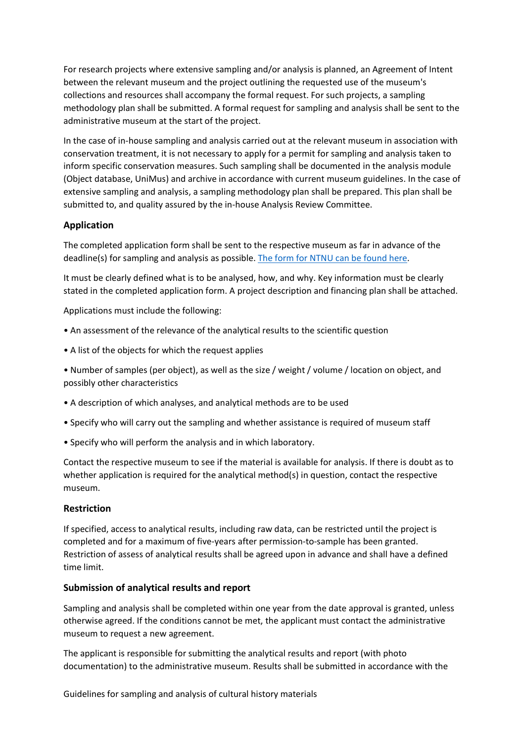For research projects where extensive sampling and/or analysis is planned, an Agreement of Intent between the relevant museum and the project outlining the requested use of the museum's collections and resources shall accompany the formal request. For such projects, a sampling methodology plan shall be submitted. A formal request for sampling and analysis shall be sent to the administrative museum at the start of the project.

In the case of in-house sampling and analysis carried out at the relevant museum in association with conservation treatment, it is not necessary to apply for a permit for sampling and analysis taken to inform specific conservation measures. Such sampling shall be documented in the analysis module (Object database, UniMus) and archive in accordance with current museum guidelines. In the case of extensive sampling and analysis, a sampling methodology plan shall be prepared. This plan shall be submitted to, and quality assured by the in-house Analysis Review Committee.

### Application

The completed application form shall be sent to the respective museum as far in advance of the deadline(s) for sampling and analysis as possible. The form for NTNU can be found here.

It must be clearly defined what is to be analysed, how, and why. Key information must be clearly stated in the completed application form. A project description and financing plan shall be attached.

Applications must include the following:

- An assessment of the relevance of the analytical results to the scientific question
- A list of the objects for which the request applies
- Number of samples (per object), as well as the size / weight / volume / location on object, and possibly other characteristics
- A description of which analyses, and analytical methods are to be used
- Specify who will carry out the sampling and whether assistance is required of museum staff
- Specify who will perform the analysis and in which laboratory.

Contact the respective museum to see if the material is available for analysis. If there is doubt as to whether application is required for the analytical method(s) in question, contact the respective museum.

### Restriction

If specified, access to analytical results, including raw data, can be restricted until the project is completed and for a maximum of five-years after permission-to-sample has been granted. Restriction of assess of analytical results shall be agreed upon in advance and shall have a defined time limit.

### Submission of analytical results and report

Sampling and analysis shall be completed within one year from the date approval is granted, unless otherwise agreed. If the conditions cannot be met, the applicant must contact the administrative museum to request a new agreement.

The applicant is responsible for submitting the analytical results and report (with photo documentation) to the administrative museum. Results shall be submitted in accordance with the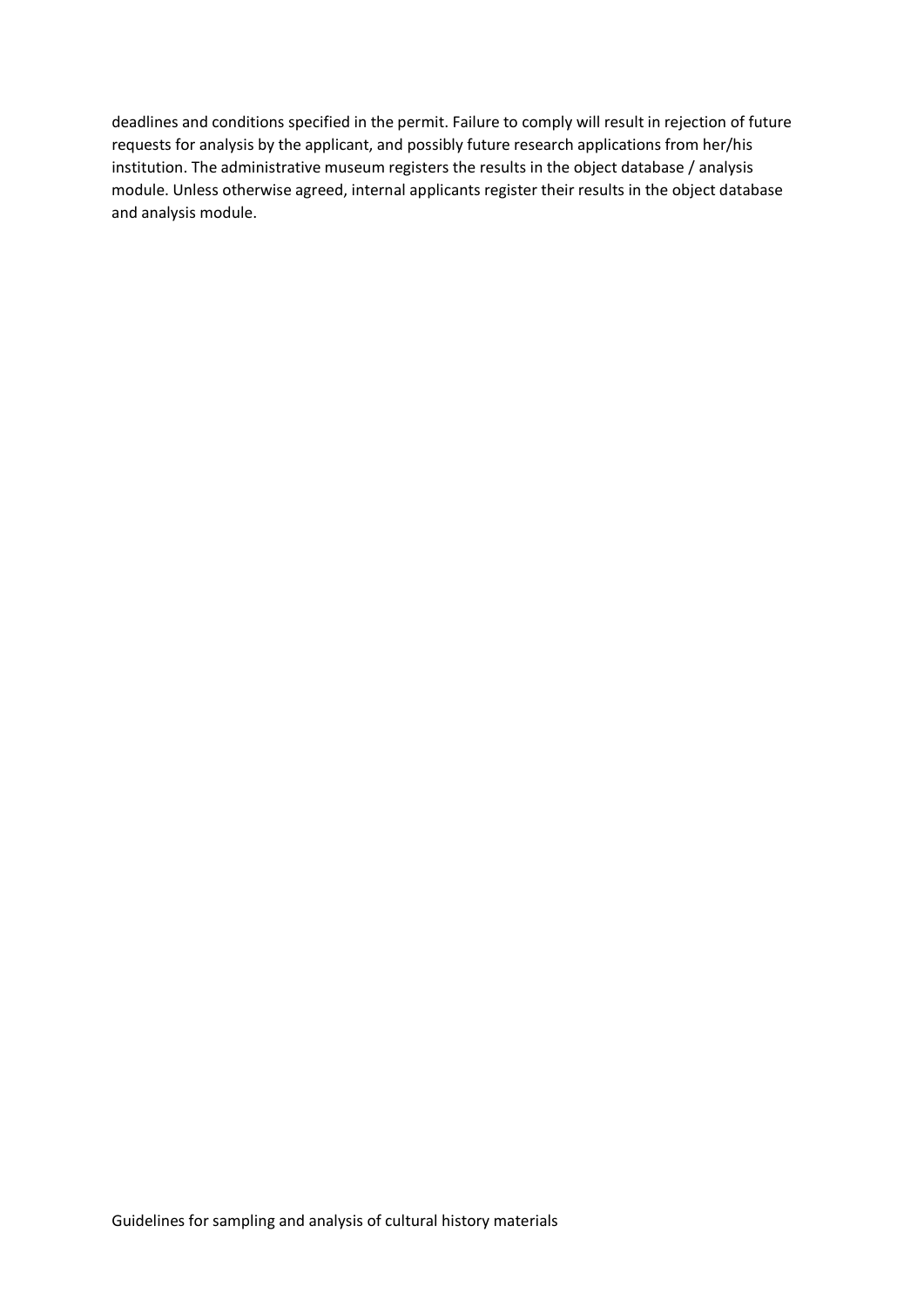deadlines and conditions specified in the permit. Failure to comply will result in rejection of future requests for analysis by the applicant, and possibly future research applications from her/his institution. The administrative museum registers the results in the object database / analysis module. Unless otherwise agreed, internal applicants register their results in the object database and analysis module.